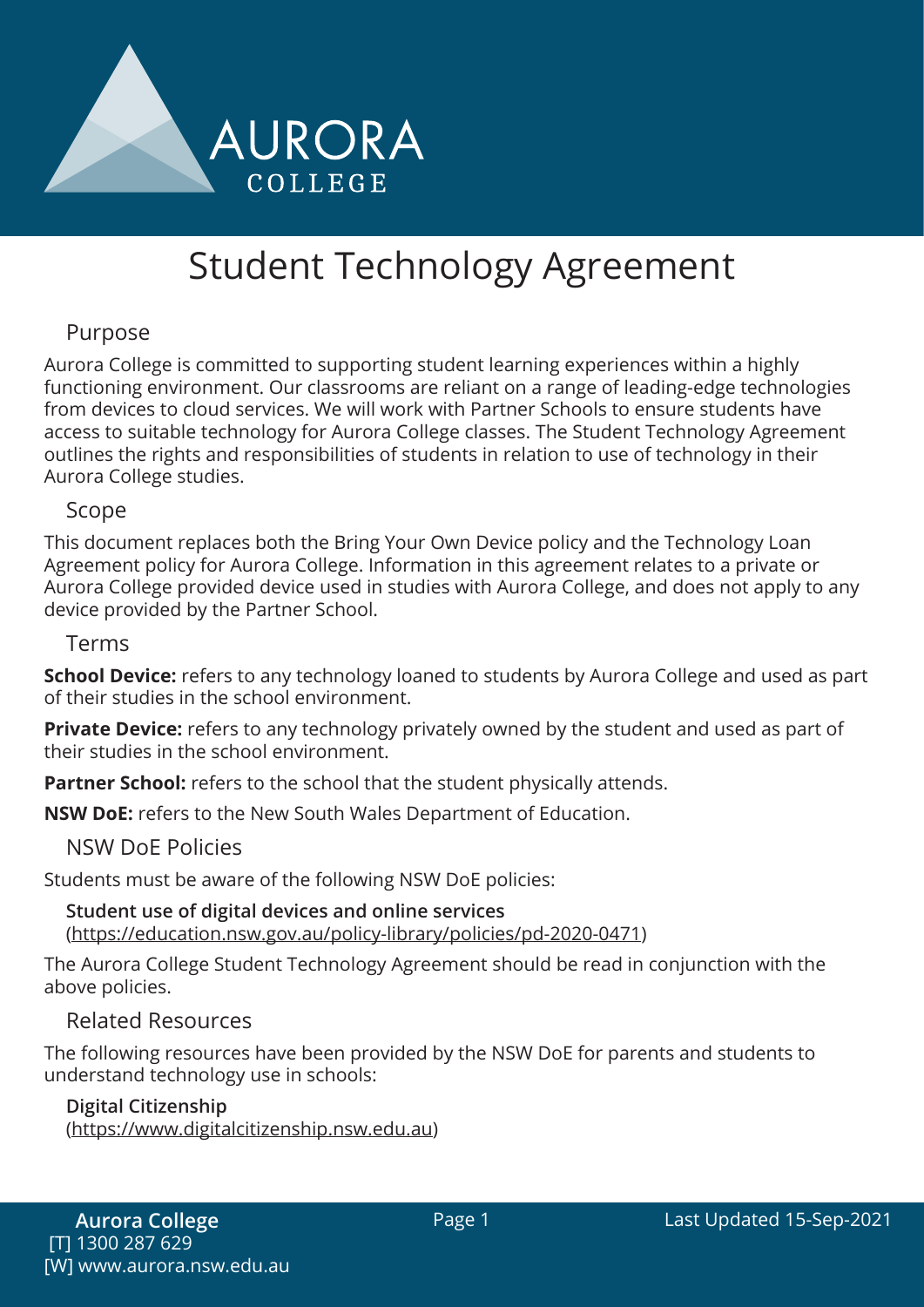# Student Technology Agreement

## Purpose

Aurora College is committed to supporting student learning experiences within a highly functioning environment. Our classrooms are reliant on a range of leading-edge technologies from devices to cloud services. We will work with Partner Schools to ensure students have access to suitable technology for Aurora College classes. The Student Technology Agreement outlines the rights and responsibilities of students in relation to use of technology in their Aurora College studies.

## Scope

This document replaces both the Bring Your Own Device policy and the Technology Loan Agreement policy for Aurora College. Information in this agreement relates to a private or Aurora College provided device used in studies with Aurora College, and does not apply to any device provided by the Partner School.

## Terms

**School Device:** refers to any technology loaned to students by Aurora College and used as part of their studies in the school environment.

**Private Device:** refers to any technology privately owned by the student and used as part of their studies in the school environment.

**Partner School:** refers to the school that the student physically attends.

**NSW DoE:** refers to the New South Wales Department of Education.

## NSW DoE Policies

Students must be aware of the following NSW DoE policies:

**Student use of digital devices and online services**
(https://education.nsw.gov.au/policy-library/policies/pd-2020-0471)

The Aurora College Student Technology Agreement should be read in conjunction with the above policies.

## Related Resources

The following resources have been provided by the NSW DoE for parents and students to understand technology use in schools:

**Digital Citizenship**
(https://www.digitalcitizenship.nsw.edu.au)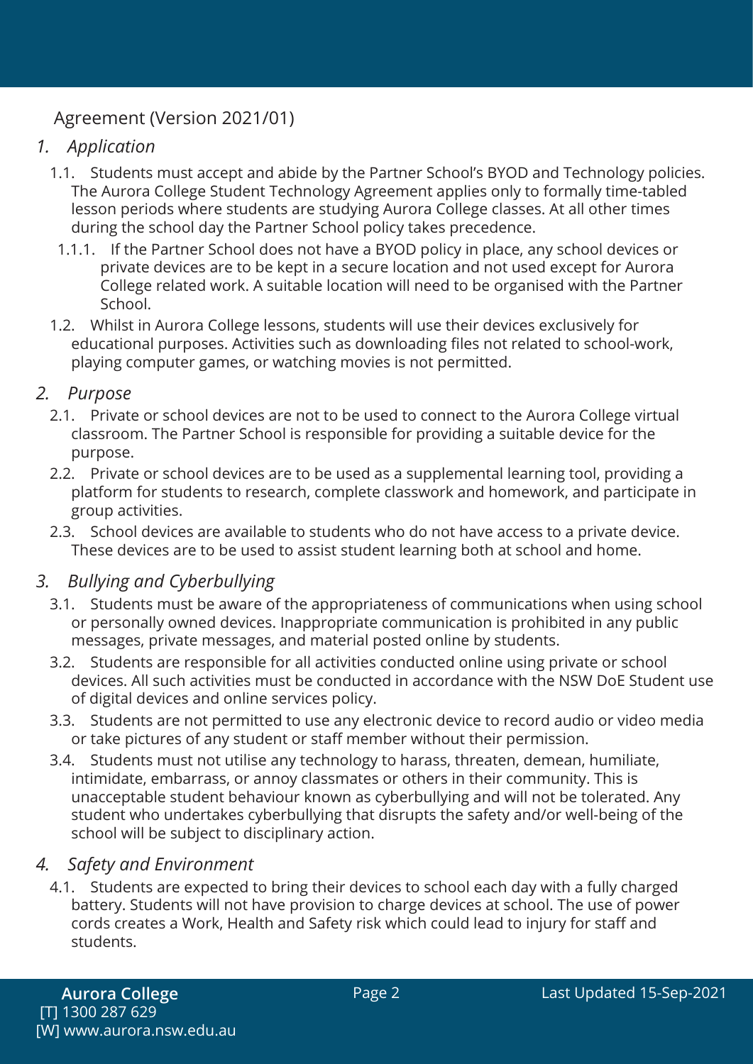Agreement (Version 2021/01)

## *1. Application*

1.1. Students must accept and abide by the Partner School's BYOD and Technology policies. The Aurora College Student Technology Agreement applies only to formally time-tabled lesson periods where students are studying Aurora College classes. At all other times during the school day the Partner School policy takes precedence.

1.1.1. If the Partner School does not have a BYOD policy in place, any school devices or private devices are to be kept in a secure location and not used except for Aurora College related work. A suitable location will need to be organised with the Partner School.

1.2. Whilst in Aurora College lessons, students will use their devices exclusively for educational purposes. Activities such as downloading files not related to school-work, playing computer games, or watching movies is not permitted.

## *2. Purpose*

2.1. Private or school devices are not to be used to connect to the Aurora College virtual classroom. The Partner School is responsible for providing a suitable device for the purpose.

2.2. Private or school devices are to be used as a supplemental learning tool, providing a platform for students to research, complete classwork and homework, and participate in group activities.

2.3. School devices are available to students who do not have access to a private device. These devices are to be used to assist student learning both at school and home.

## *3. Bullying and Cyberbullying*

3.1. Students must be aware of the appropriateness of communications when using school or personally owned devices. Inappropriate communication is prohibited in any public messages, private messages, and material posted online by students.

3.2. Students are responsible for all activities conducted online using private or school devices. All such activities must be conducted in accordance with the NSW DoE Student use of digital devices and online services policy.

3.3. Students are not permitted to use any electronic device to record audio or video media or take pictures of any student or staff member without their permission.

3.4. Students must not utilise any technology to harass, threaten, demean, humiliate, intimidate, embarrass, or annoy classmates or others in their community. This is unacceptable student behaviour known as cyberbullying and will not be tolerated. Any student who undertakes cyberbullying that disrupts the safety and/or well-being of the school will be subject to disciplinary action.

## *4. Safety and Environment*

4.1. Students are expected to bring their devices to school each day with a fully charged battery. Students will not have provision to charge devices at school. The use of power cords creates a Work, Health and Safety risk which could lead to injury for staff and students.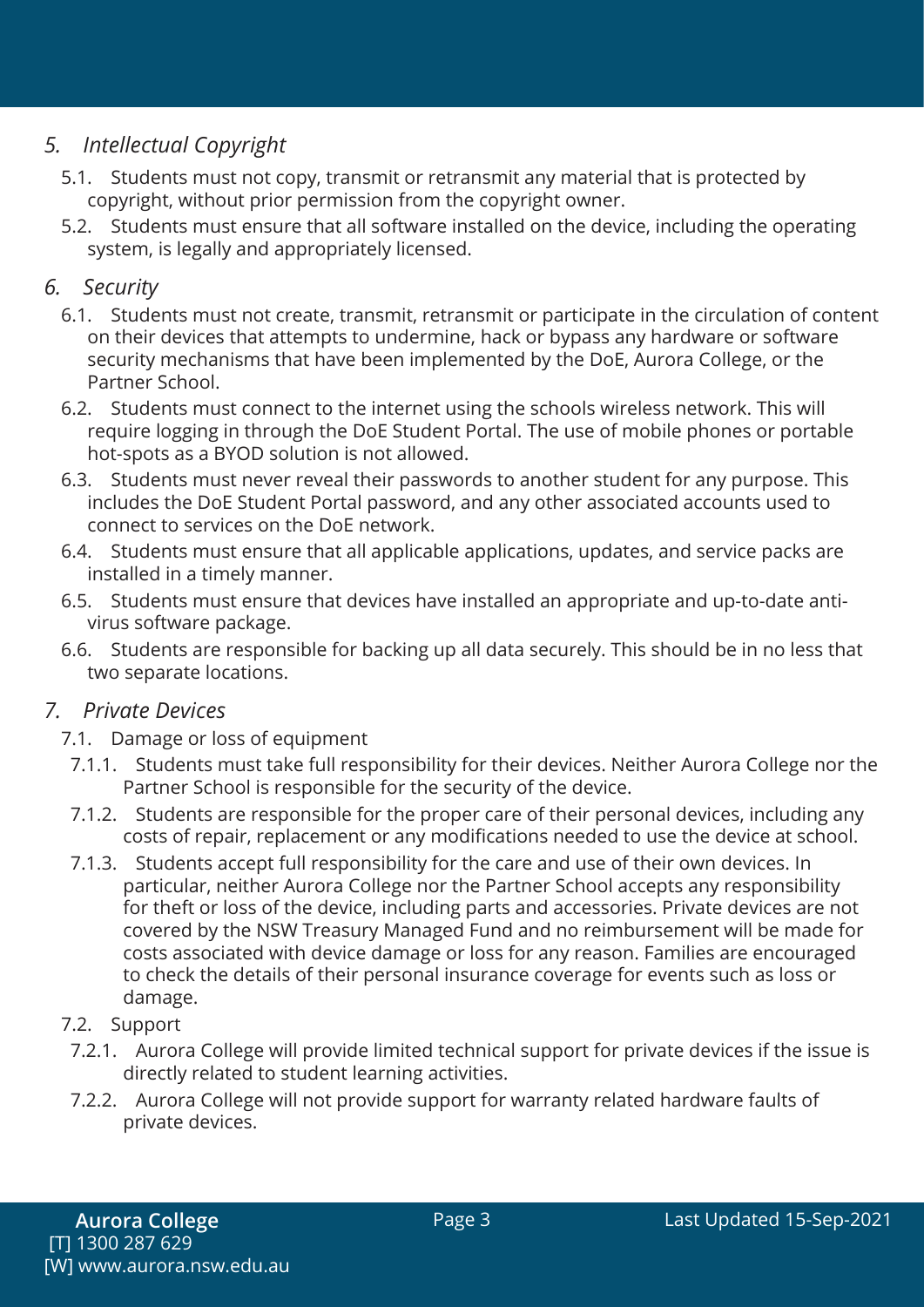## 5. *Intellectual Copyright*

5.1. Students must not copy, transmit or retransmit any material that is protected by copyright, without prior permission from the copyright owner.

5.2. Students must ensure that all software installed on the device, including the operating system, is legally and appropriately licensed.

## 6. *Security*

6.1. Students must not create, transmit, retransmit or participate in the circulation of content on their devices that attempts to undermine, hack or bypass any hardware or software security mechanisms that have been implemented by the DoE, Aurora College, or the Partner School.

6.2. Students must connect to the internet using the schools wireless network. This will require logging in through the DoE Student Portal. The use of mobile phones or portable hot-spots as a BYOD solution is not allowed.

6.3. Students must never reveal their passwords to another student for any purpose. This includes the DoE Student Portal password, and any other associated accounts used to connect to services on the DoE network.

6.4. Students must ensure that all applicable applications, updates, and service packs are installed in a timely manner.

6.5. Students must ensure that devices have installed an appropriate and up-to-date anti-virus software package.

6.6. Students are responsible for backing up all data securely. This should be in no less that two separate locations.

## 7. *Private Devices*

7.1. Damage or loss of equipment

7.1.1. Students must take full responsibility for their devices. Neither Aurora College nor the Partner School is responsible for the security of the device.

7.1.2. Students are responsible for the proper care of their personal devices, including any costs of repair, replacement or any modifications needed to use the device at school.

7.1.3. Students accept full responsibility for the care and use of their own devices. In particular, neither Aurora College nor the Partner School accepts any responsibility for theft or loss of the device, including parts and accessories. Private devices are not covered by the NSW Treasury Managed Fund and no reimbursement will be made for costs associated with device damage or loss for any reason. Families are encouraged to check the details of their personal insurance coverage for events such as loss or damage.

7.2. Support

7.2.1. Aurora College will provide limited technical support for private devices if the issue is directly related to student learning activities.

7.2.2. Aurora College will not provide support for warranty related hardware faults of private devices.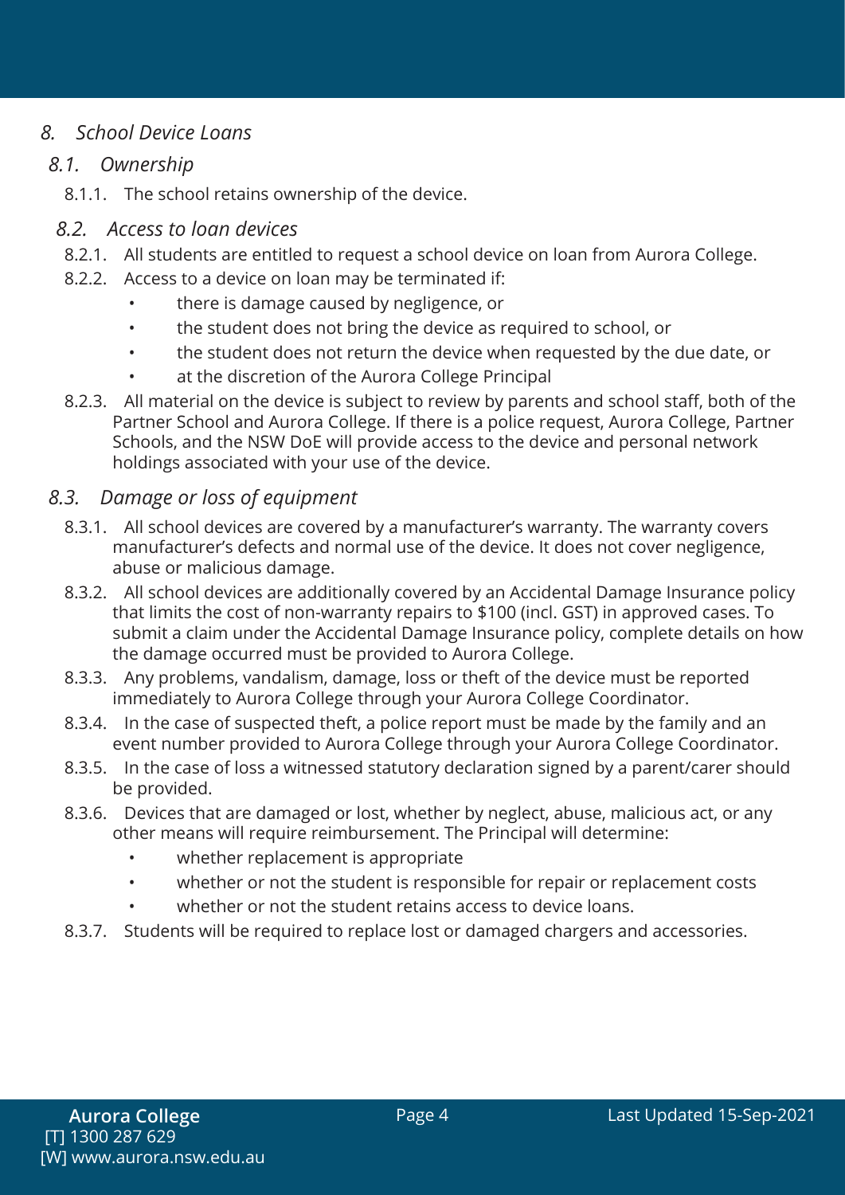## *8. School Device Loans*

### *8.1. Ownership*

8.1.1. The school retains ownership of the device.

### *8.2. Access to loan devices*

8.2.1. All students are entitled to request a school device on loan from Aurora College.

8.2.2. Access to a device on loan may be terminated if:

- there is damage caused by negligence, or
- the student does not bring the device as required to school, or
- the student does not return the device when requested by the due date, or
- at the discretion of the Aurora College Principal

8.2.3. All material on the device is subject to review by parents and school staff, both of the Partner School and Aurora College. If there is a police request, Aurora College, Partner Schools, and the NSW DoE will provide access to the device and personal network holdings associated with your use of the device.

### *8.3. Damage or loss of equipment*

8.3.1. All school devices are covered by a manufacturer's warranty. The warranty covers manufacturer's defects and normal use of the device. It does not cover negligence, abuse or malicious damage.

8.3.2. All school devices are additionally covered by an Accidental Damage Insurance policy that limits the cost of non-warranty repairs to $100 (incl. GST) in approved cases. To submit a claim under the Accidental Damage Insurance policy, complete details on how the damage occurred must be provided to Aurora College.

8.3.3. Any problems, vandalism, damage, loss or theft of the device must be reported immediately to Aurora College through your Aurora College Coordinator.

8.3.4. In the case of suspected theft, a police report must be made by the family and an event number provided to Aurora College through your Aurora College Coordinator.

8.3.5. In the case of loss a witnessed statutory declaration signed by a parent/carer should be provided.

8.3.6. Devices that are damaged or lost, whether by neglect, abuse, malicious act, or any other means will require reimbursement. The Principal will determine:

- whether replacement is appropriate
- whether or not the student is responsible for repair or replacement costs
- whether or not the student retains access to device loans.

8.3.7. Students will be required to replace lost or damaged chargers and accessories.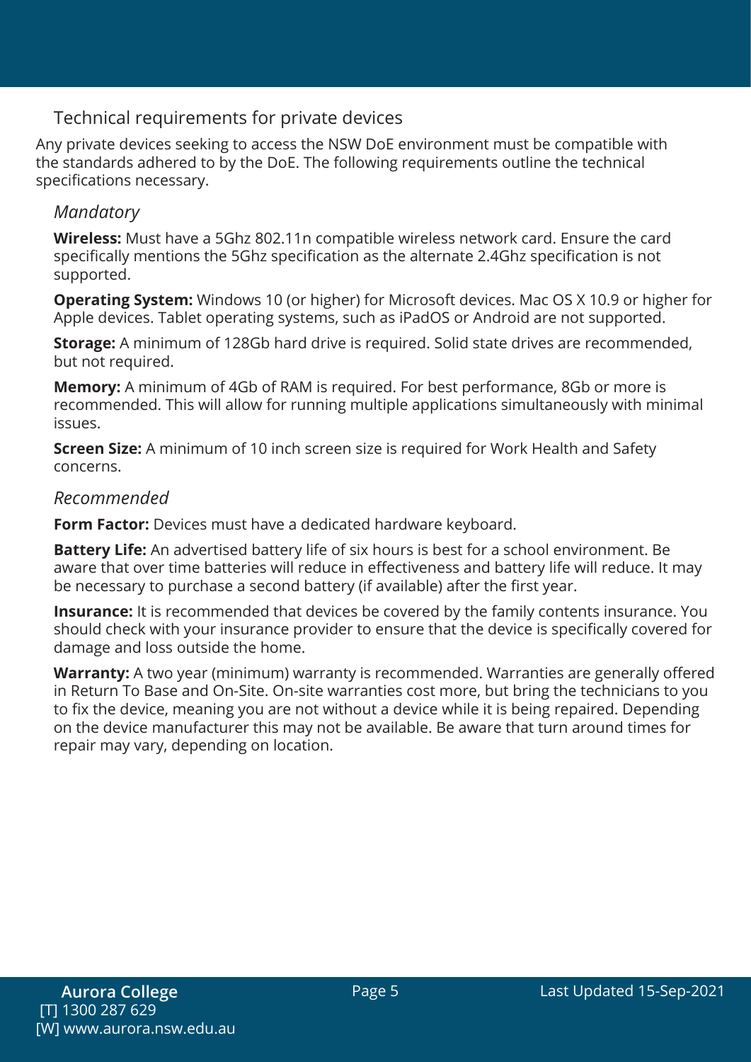## Technical requirements for private devices

Any private devices seeking to access the NSW DoE environment must be compatible with the standards adhered to by the DoE. The following requirements outline the technical specifications necessary.

### *Mandatory*

**Wireless:** Must have a 5Ghz 802.11n compatible wireless network card. Ensure the card specifically mentions the 5Ghz specification as the alternate 2.4Ghz specification is not supported.

**Operating System:** Windows 10 (or higher) for Microsoft devices. Mac OS X 10.9 or higher for Apple devices. Tablet operating systems, such as iPadOS or Android are not supported.

**Storage:** A minimum of 128Gb hard drive is required. Solid state drives are recommended, but not required.

**Memory:** A minimum of 4Gb of RAM is required. For best performance, 8Gb or more is recommended. This will allow for running multiple applications simultaneously with minimal issues.

**Screen Size:** A minimum of 10 inch screen size is required for Work Health and Safety concerns.

### *Recommended*

**Form Factor:** Devices must have a dedicated hardware keyboard.

**Battery Life:** An advertised battery life of six hours is best for a school environment. Be aware that over time batteries will reduce in effectiveness and battery life will reduce. It may be necessary to purchase a second battery (if available) after the first year.

**Insurance:** It is recommended that devices be covered by the family contents insurance. You should check with your insurance provider to ensure that the device is specifically covered for damage and loss outside the home.

**Warranty:** A two year (minimum) warranty is recommended. Warranties are generally offered in Return To Base and On-Site. On-site warranties cost more, but bring the technicians to you to fix the device, meaning you are not without a device while it is being repaired. Depending on the device manufacturer this may not be available. Be aware that turn around times for repair may vary, depending on location.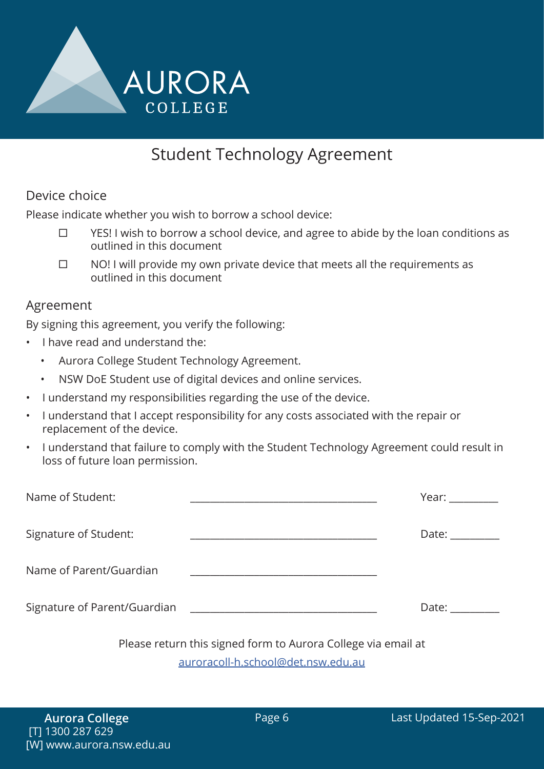# Student Technology Agreement

## Device choice

Please indicate whether you wish to borrow a school device:

- ☐ YES! I wish to borrow a school device, and agree to abide by the loan conditions as outlined in this document
- ☐ NO! I will provide my own private device that meets all the requirements as outlined in this document

## Agreement

By signing this agreement, you verify the following:

- I have read and understand the:
  - Aurora College Student Technology Agreement.
  - NSW DoE Student use of digital devices and online services.
- I understand my responsibilities regarding the use of the device.
- I understand that I accept responsibility for any costs associated with the repair or replacement of the device.
- I understand that failure to comply with the Student Technology Agreement could result in loss of future loan permission.

Name of Student: ___________________________________ Year: _________

Signature of Student: ___________________________________ Date: _________

Name of Parent/Guardian ___________________________________

Signature of Parent/Guardian ___________________________________ Date: _________

Please return this signed form to Aurora College via email at

auroracoll-h.school@det.nsw.edu.au